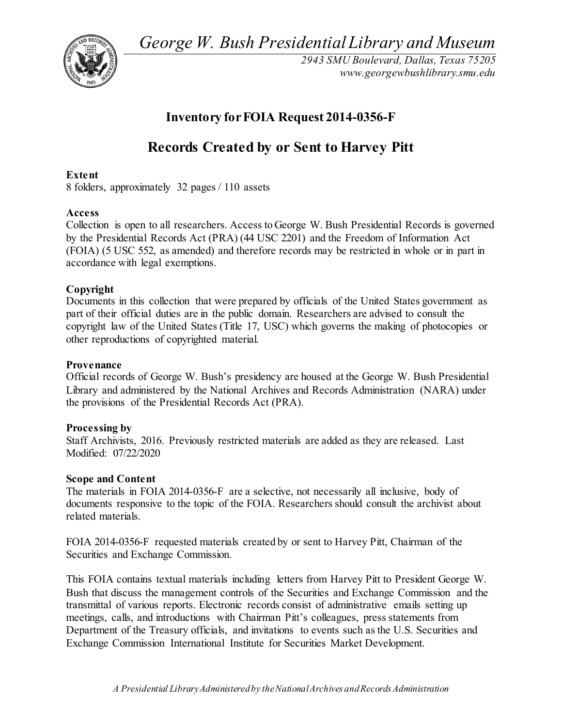*George W. Bush Presidential Library and Museum*

*2943 SMU Boulevard, Dallas, Texas 75205*
*www.georgewbushlibrary.smu.edu*

## Inventory for FOIA Request 2014-0356-F

# Records Created by or Sent to Harvey Pitt

**Extent**
8 folders, approximately 32 pages / 110 assets

**Access**
Collection is open to all researchers. Access to George W. Bush Presidential Records is governed by the Presidential Records Act (PRA) (44 USC 2201) and the Freedom of Information Act (FOIA) (5 USC 552, as amended) and therefore records may be restricted in whole or in part in accordance with legal exemptions.

**Copyright**
Documents in this collection that were prepared by officials of the United States government as part of their official duties are in the public domain. Researchers are advised to consult the copyright law of the United States (Title 17, USC) which governs the making of photocopies or other reproductions of copyrighted material.

**Provenance**
Official records of George W. Bush's presidency are housed at the George W. Bush Presidential Library and administered by the National Archives and Records Administration (NARA) under the provisions of the Presidential Records Act (PRA).

**Processing by**
Staff Archivists, 2016. Previously restricted materials are added as they are released. Last Modified: 07/22/2020

**Scope and Content**
The materials in FOIA 2014-0356-F are a selective, not necessarily all inclusive, body of documents responsive to the topic of the FOIA. Researchers should consult the archivist about related materials.

FOIA 2014-0356-F requested materials created by or sent to Harvey Pitt, Chairman of the Securities and Exchange Commission.

This FOIA contains textual materials including letters from Harvey Pitt to President George W. Bush that discuss the management controls of the Securities and Exchange Commission and the transmittal of various reports. Electronic records consist of administrative emails setting up meetings, calls, and introductions with Chairman Pitt's colleagues, press statements from Department of the Treasury officials, and invitations to events such as the U.S. Securities and Exchange Commission International Institute for Securities Market Development.

*A Presidential Library Administered by the National Archives and Records Administration*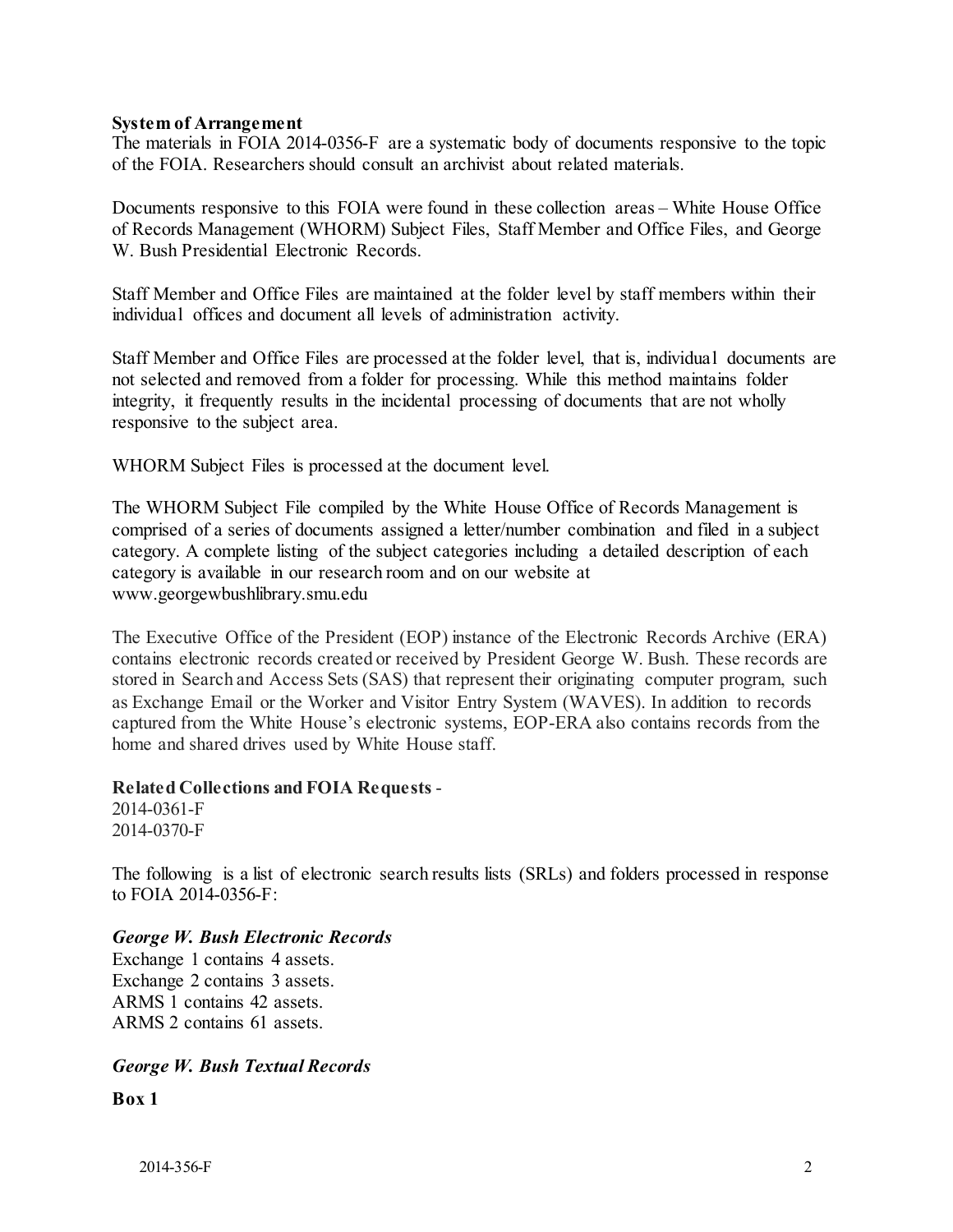**System of Arrangement**

The materials in FOIA 2014-0356-F are a systematic body of documents responsive to the topic of the FOIA. Researchers should consult an archivist about related materials.

Documents responsive to this FOIA were found in these collection areas – White House Office of Records Management (WHORM) Subject Files, Staff Member and Office Files, and George W. Bush Presidential Electronic Records.

Staff Member and Office Files are maintained at the folder level by staff members within their individual offices and document all levels of administration activity.

Staff Member and Office Files are processed at the folder level, that is, individual documents are not selected and removed from a folder for processing. While this method maintains folder integrity, it frequently results in the incidental processing of documents that are not wholly responsive to the subject area.

WHORM Subject Files is processed at the document level.

The WHORM Subject File compiled by the White House Office of Records Management is comprised of a series of documents assigned a letter/number combination and filed in a subject category. A complete listing of the subject categories including a detailed description of each category is available in our research room and on our website at www.georgewbushlibrary.smu.edu

The Executive Office of the President (EOP) instance of the Electronic Records Archive (ERA) contains electronic records created or received by President George W. Bush. These records are stored in Search and Access Sets (SAS) that represent their originating computer program, such as Exchange Email or the Worker and Visitor Entry System (WAVES). In addition to records captured from the White House's electronic systems, EOP-ERA also contains records from the home and shared drives used by White House staff.

**Related Collections and FOIA Requests** -
2014-0361-F
2014-0370-F

The following is a list of electronic search results lists (SRLs) and folders processed in response to FOIA 2014-0356-F:

***George W. Bush Electronic Records***

Exchange 1 contains 4 assets.
Exchange 2 contains 3 assets.
ARMS 1 contains 42 assets.
ARMS 2 contains 61 assets.

***George W. Bush Textual Records***

**Box 1**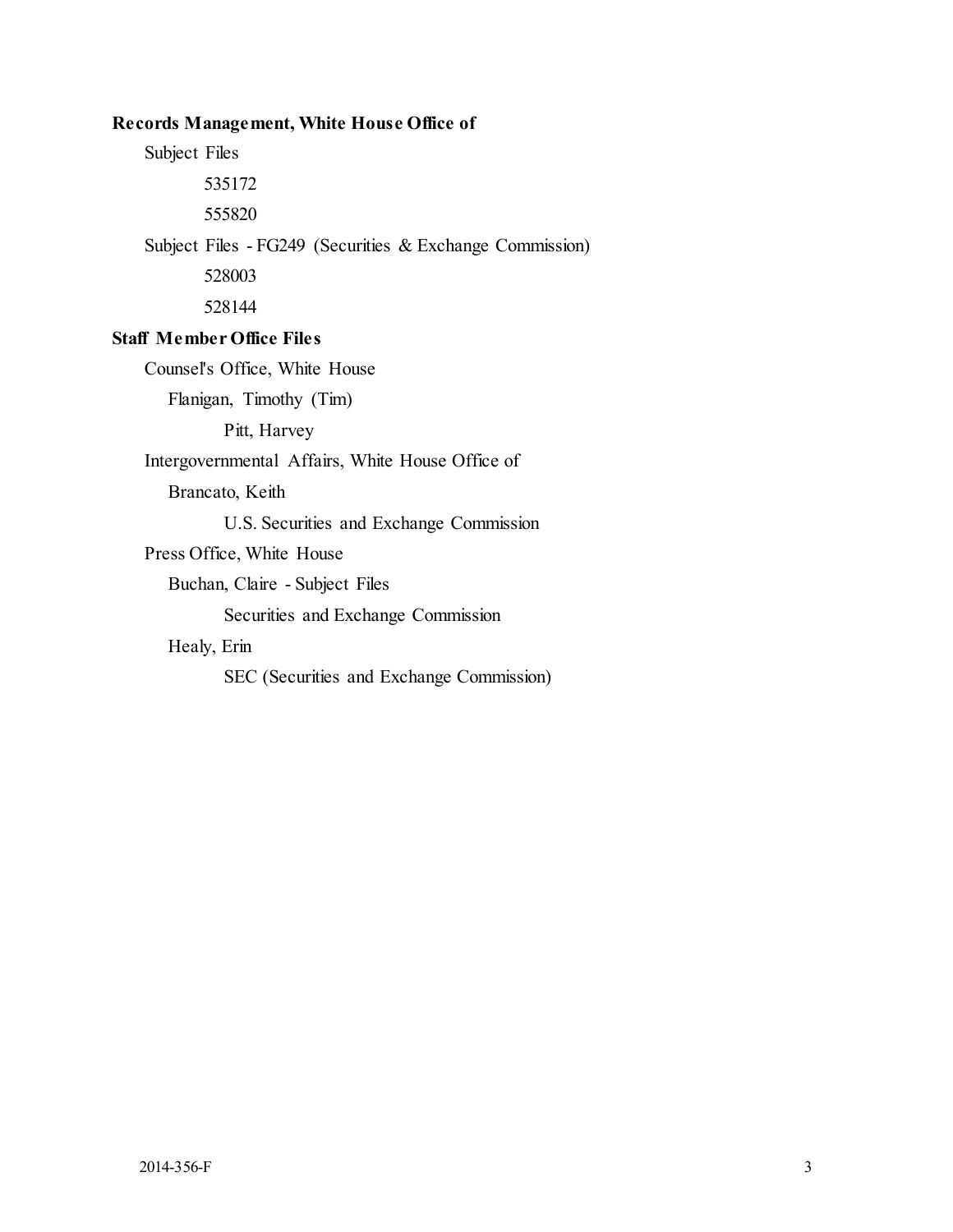**Records Management, White House Office of**

- Subject Files
  - 535172
  - 555820
- Subject Files - FG249 (Securities & Exchange Commission)
  - 528003
  - 528144

**Staff Member Office Files**

- Counsel's Office, White House
  - Flanigan, Timothy (Tim)
    - Pitt, Harvey
- Intergovernmental Affairs, White House Office of
  - Brancato, Keith
    - U.S. Securities and Exchange Commission
- Press Office, White House
  - Buchan, Claire - Subject Files
    - Securities and Exchange Commission
  - Healy, Erin
    - SEC (Securities and Exchange Commission)